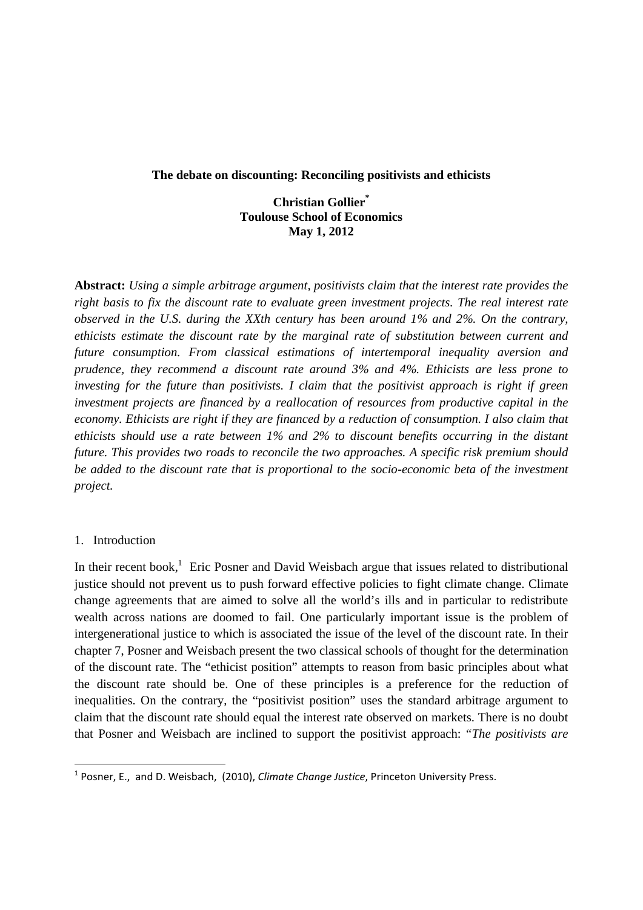# The debate on discounting: Reconciling positivists and ethicists

**Christian Gollier[*]**
**Toulouse School of Economics**
**May 1, 2012**

**Abstract:** *Using a simple arbitrage argument, positivists claim that the interest rate provides the right basis to fix the discount rate to evaluate green investment projects. The real interest rate observed in the U.S. during the XXth century has been around 1% and 2%. On the contrary, ethicists estimate the discount rate by the marginal rate of substitution between current and future consumption. From classical estimations of intertemporal inequality aversion and prudence, they recommend a discount rate around 3% and 4%. Ethicists are less prone to investing for the future than positivists. I claim that the positivist approach is right if green investment projects are financed by a reallocation of resources from productive capital in the economy. Ethicists are right if they are financed by a reduction of consumption. I also claim that ethicists should use a rate between 1% and 2% to discount benefits occurring in the distant future. This provides two roads to reconcile the two approaches. A specific risk premium should be added to the discount rate that is proportional to the socio-economic beta of the investment project.*

## 1. Introduction

In their recent book,[1] Eric Posner and David Weisbach argue that issues related to distributional justice should not prevent us to push forward effective policies to fight climate change. Climate change agreements that are aimed to solve all the world's ills and in particular to redistribute wealth across nations are doomed to fail. One particularly important issue is the problem of intergenerational justice to which is associated the issue of the level of the discount rate. In their chapter 7, Posner and Weisbach present the two classical schools of thought for the determination of the discount rate. The "ethicist position" attempts to reason from basic principles about what the discount rate should be. One of these principles is a preference for the reduction of inequalities. On the contrary, the "positivist position" uses the standard arbitrage argument to claim that the discount rate should equal the interest rate observed on markets. There is no doubt that Posner and Weisbach are inclined to support the positivist approach: "*The positivists are*

---

[1] Posner, E., and D. Weisbach, (2010), *Climate Change Justice*, Princeton University Press.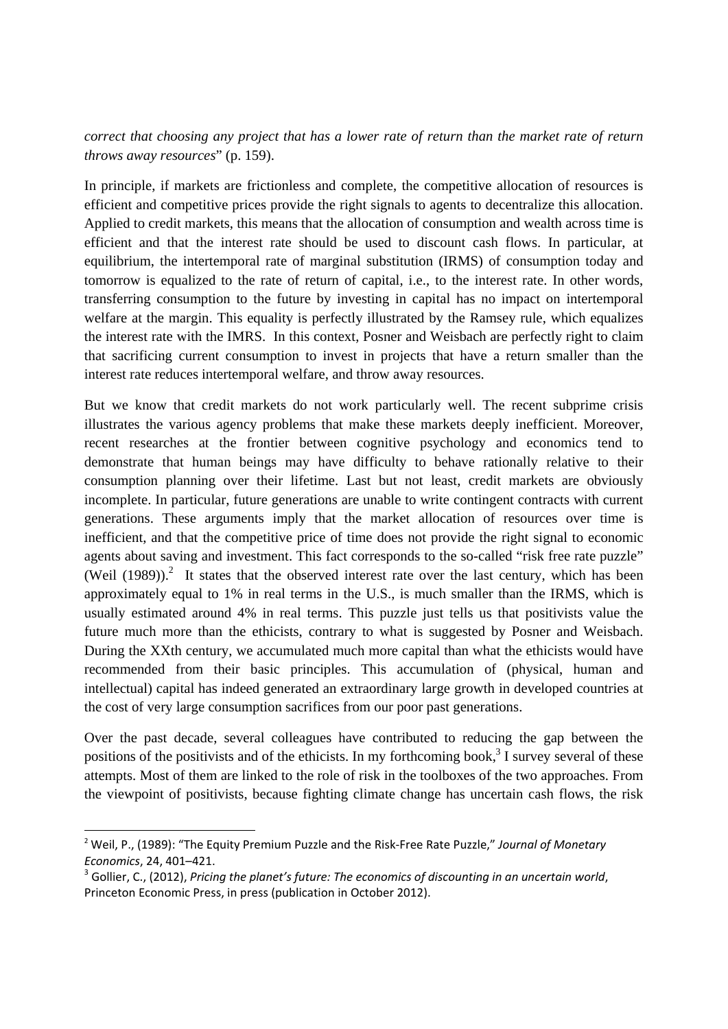*correct that choosing any project that has a lower rate of return than the market rate of return throws away resources*" (p. 159).

In principle, if markets are frictionless and complete, the competitive allocation of resources is efficient and competitive prices provide the right signals to agents to decentralize this allocation. Applied to credit markets, this means that the allocation of consumption and wealth across time is efficient and that the interest rate should be used to discount cash flows. In particular, at equilibrium, the intertemporal rate of marginal substitution (IRMS) of consumption today and tomorrow is equalized to the rate of return of capital, i.e., to the interest rate. In other words, transferring consumption to the future by investing in capital has no impact on intertemporal welfare at the margin. This equality is perfectly illustrated by the Ramsey rule, which equalizes the interest rate with the IMRS. In this context, Posner and Weisbach are perfectly right to claim that sacrificing current consumption to invest in projects that have a return smaller than the interest rate reduces intertemporal welfare, and throw away resources.

But we know that credit markets do not work particularly well. The recent subprime crisis illustrates the various agency problems that make these markets deeply inefficient. Moreover, recent researches at the frontier between cognitive psychology and economics tend to demonstrate that human beings may have difficulty to behave rationally relative to their consumption planning over their lifetime. Last but not least, credit markets are obviously incomplete. In particular, future generations are unable to write contingent contracts with current generations. These arguments imply that the market allocation of resources over time is inefficient, and that the competitive price of time does not provide the right signal to economic agents about saving and investment. This fact corresponds to the so-called "risk free rate puzzle" (Weil (1989)).[2] It states that the observed interest rate over the last century, which has been approximately equal to 1% in real terms in the U.S., is much smaller than the IRMS, which is usually estimated around 4% in real terms. This puzzle just tells us that positivists value the future much more than the ethicists, contrary to what is suggested by Posner and Weisbach. During the XXth century, we accumulated much more capital than what the ethicists would have recommended from their basic principles. This accumulation of (physical, human and intellectual) capital has indeed generated an extraordinary large growth in developed countries at the cost of very large consumption sacrifices from our poor past generations.

Over the past decade, several colleagues have contributed to reducing the gap between the positions of the positivists and of the ethicists. In my forthcoming book,[3] I survey several of these attempts. Most of them are linked to the role of risk in the toolboxes of the two approaches. From the viewpoint of positivists, because fighting climate change has uncertain cash flows, the risk

---

[2] Weil, P., (1989): "The Equity Premium Puzzle and the Risk-Free Rate Puzzle," *Journal of Monetary Economics*, 24, 401–421.

[3] Gollier, C., (2012), *Pricing the planet's future: The economics of discounting in an uncertain world*, Princeton Economic Press, in press (publication in October 2012).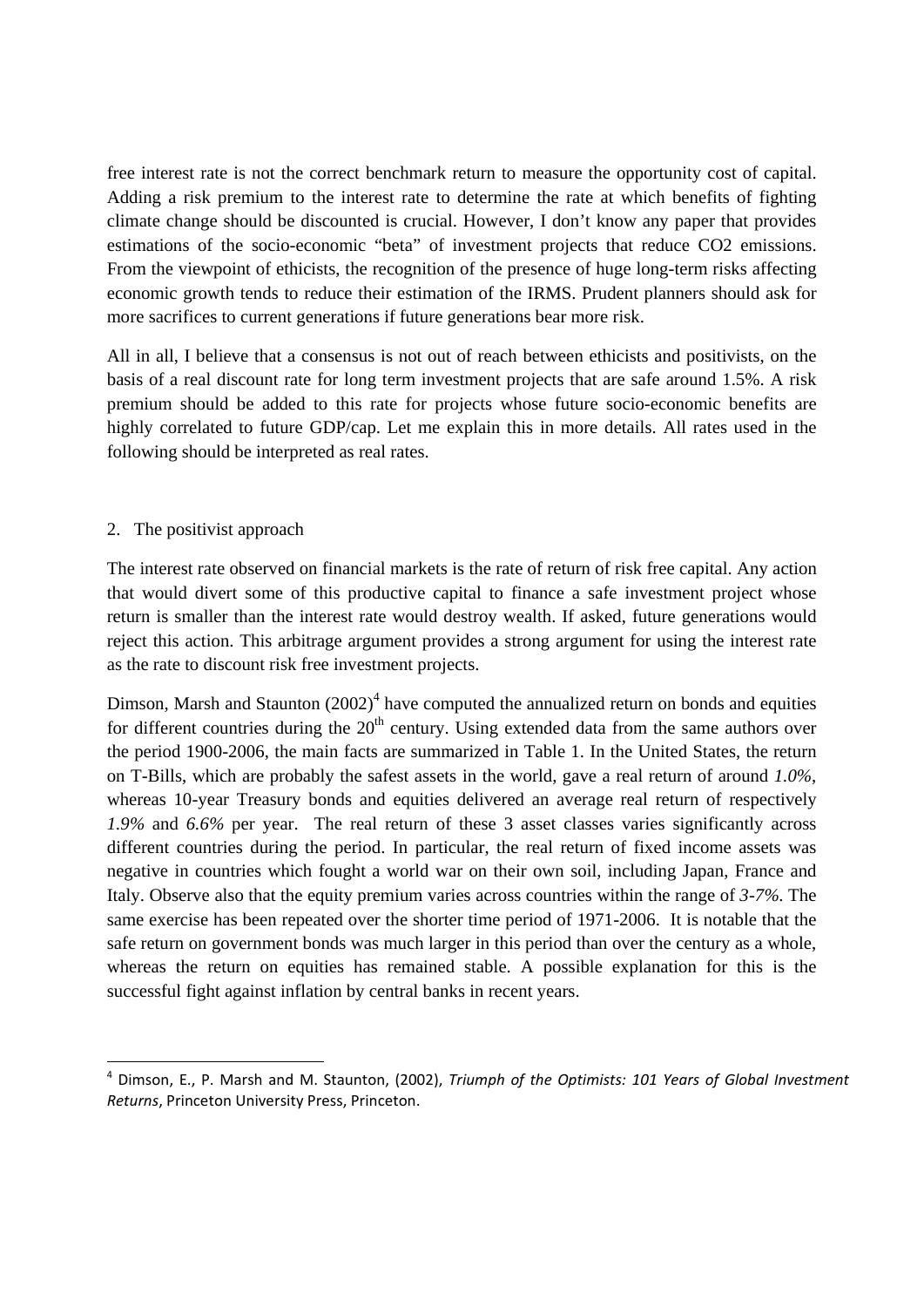free interest rate is not the correct benchmark return to measure the opportunity cost of capital. Adding a risk premium to the interest rate to determine the rate at which benefits of fighting climate change should be discounted is crucial. However, I don't know any paper that provides estimations of the socio-economic "beta" of investment projects that reduce $CO_2$ emissions. From the viewpoint of ethicists, the recognition of the presence of huge long-term risks affecting economic growth tends to reduce their estimation of the IRMS. Prudent planners should ask for more sacrifices to current generations if future generations bear more risk.

All in all, I believe that a consensus is not out of reach between ethicists and positivists, on the basis of a real discount rate for long term investment projects that are safe around 1.5%. A risk premium should be added to this rate for projects whose future socio-economic benefits are highly correlated to future GDP/cap. Let me explain this in more details. All rates used in the following should be interpreted as real rates.

## 2. The positivist approach

The interest rate observed on financial markets is the rate of return of risk free capital. Any action that would divert some of this productive capital to finance a safe investment project whose return is smaller than the interest rate would destroy wealth. If asked, future generations would reject this action. This arbitrage argument provides a strong argument for using the interest rate as the rate to discount risk free investment projects.

Dimson, Marsh and Staunton (2002)[4] have computed the annualized return on bonds and equities for different countries during the 20th century. Using extended data from the same authors over the period 1900-2006, the main facts are summarized in Table 1. In the United States, the return on T-Bills, which are probably the safest assets in the world, gave a real return of around *1.0%*, whereas 10-year Treasury bonds and equities delivered an average real return of respectively *1.9%* and *6.6%* per year. The real return of these 3 asset classes varies significantly across different countries during the period. In particular, the real return of fixed income assets was negative in countries which fought a world war on their own soil, including Japan, France and Italy. Observe also that the equity premium varies across countries within the range of *3-7%*. The same exercise has been repeated over the shorter time period of 1971-2006. It is notable that the safe return on government bonds was much larger in this period than over the century as a whole, whereas the return on equities has remained stable. A possible explanation for this is the successful fight against inflation by central banks in recent years.

[4] Dimson, E., P. Marsh and M. Staunton, (2002), *Triumph of the Optimists: 101 Years of Global Investment Returns*, Princeton University Press, Princeton.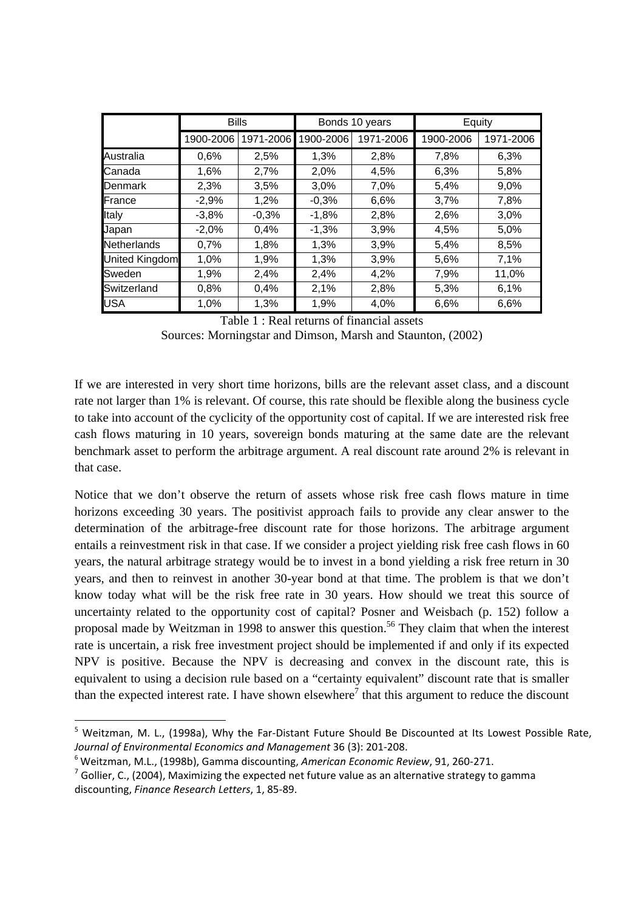| | Bills | | Bonds 10 years | | Equity | |
|---|---|---|---|---|---|---|
| | 1900-2006 | 1971-2006 | 1900-2006 | 1971-2006 | 1900-2006 | 1971-2006 |
| Australia | 0,6% | 2,5% | 1,3% | 2,8% | 7,8% | 6,3% |
| Canada | 1,6% | 2,7% | 2,0% | 4,5% | 6,3% | 5,8% |
| Denmark | 2,3% | 3,5% | 3,0% | 7,0% | 5,4% | 9,0% |
| France | -2,9% | 1,2% | -0,3% | 6,6% | 3,7% | 7,8% |
| Italy | -3,8% | -0,3% | -1,8% | 2,8% | 2,6% | 3,0% |
| Japan | -2,0% | 0,4% | -1,3% | 3,9% | 4,5% | 5,0% |
| Netherlands | 0,7% | 1,8% | 1,3% | 3,9% | 5,4% | 8,5% |
| United Kingdom | 1,0% | 1,9% | 1,3% | 3,9% | 5,6% | 7,1% |
| Sweden | 1,9% | 2,4% | 2,4% | 4,2% | 7,9% | 11,0% |
| Switzerland | 0,8% | 0,4% | 2,1% | 2,8% | 5,3% | 6,1% |
| USA | 1,0% | 1,3% | 1,9% | 4,0% | 6,6% | 6,6% |

Table 1 : Real returns of financial assets
Sources: Morningstar and Dimson, Marsh and Staunton, (2002)

If we are interested in very short time horizons, bills are the relevant asset class, and a discount rate not larger than 1% is relevant. Of course, this rate should be flexible along the business cycle to take into account of the cyclicity of the opportunity cost of capital. If we are interested risk free cash flows maturing in 10 years, sovereign bonds maturing at the same date are the relevant benchmark asset to perform the arbitrage argument. A real discount rate around 2% is relevant in that case.

Notice that we don't observe the return of assets whose risk free cash flows mature in time horizons exceeding 30 years. The positivist approach fails to provide any clear answer to the determination of the arbitrage-free discount rate for those horizons. The arbitrage argument entails a reinvestment risk in that case. If we consider a project yielding risk free cash flows in 60 years, the natural arbitrage strategy would be to invest in a bond yielding a risk free return in 30 years, and then to reinvest in another 30-year bond at that time. The problem is that we don't know today what will be the risk free rate in 30 years. How should we treat this source of uncertainty related to the opportunity cost of capital? Posner and Weisbach (p. 152) follow a proposal made by Weitzman in 1998 to answer this question.[5][6] They claim that when the interest rate is uncertain, a risk free investment project should be implemented if and only if its expected NPV is positive. Because the NPV is decreasing and convex in the discount rate, this is equivalent to using a decision rule based on a "certainty equivalent" discount rate that is smaller than the expected interest rate. I have shown elsewhere[7] that this argument to reduce the discount

[5] Weitzman, M. L., (1998a), Why the Far-Distant Future Should Be Discounted at Its Lowest Possible Rate, *Journal of Environmental Economics and Management* 36 (3): 201-208.

[6] Weitzman, M.L., (1998b), Gamma discounting, *American Economic Review*, 91, 260-271.

[7] Gollier, C., (2004), Maximizing the expected net future value as an alternative strategy to gamma discounting, *Finance Research Letters*, 1, 85-89.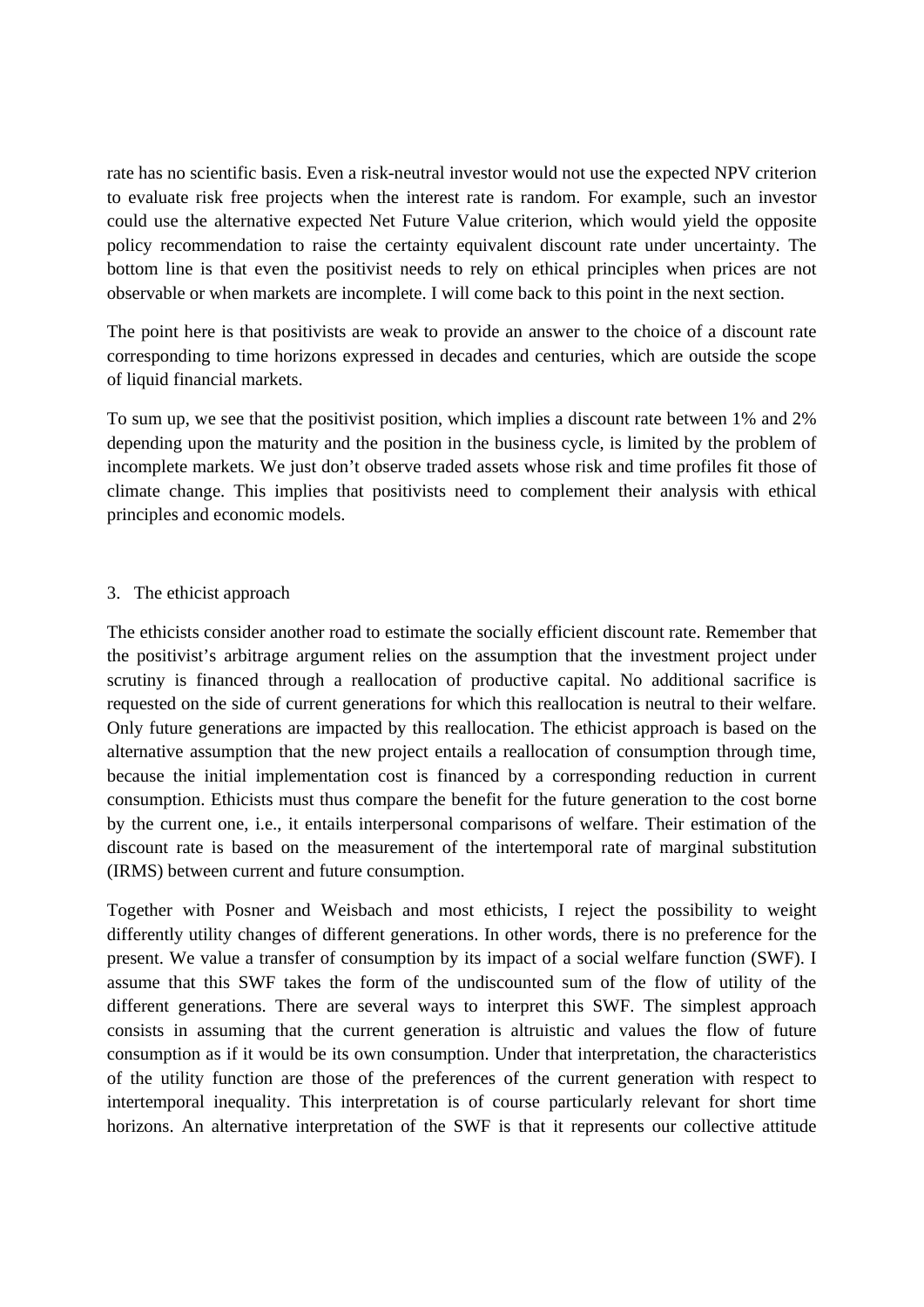rate has no scientific basis. Even a risk-neutral investor would not use the expected NPV criterion to evaluate risk free projects when the interest rate is random. For example, such an investor could use the alternative expected Net Future Value criterion, which would yield the opposite policy recommendation to raise the certainty equivalent discount rate under uncertainty. The bottom line is that even the positivist needs to rely on ethical principles when prices are not observable or when markets are incomplete. I will come back to this point in the next section.

The point here is that positivists are weak to provide an answer to the choice of a discount rate corresponding to time horizons expressed in decades and centuries, which are outside the scope of liquid financial markets.

To sum up, we see that the positivist position, which implies a discount rate between 1% and 2% depending upon the maturity and the position in the business cycle, is limited by the problem of incomplete markets. We just don't observe traded assets whose risk and time profiles fit those of climate change. This implies that positivists need to complement their analysis with ethical principles and economic models.

## 3. The ethicist approach

The ethicists consider another road to estimate the socially efficient discount rate. Remember that the positivist's arbitrage argument relies on the assumption that the investment project under scrutiny is financed through a reallocation of productive capital. No additional sacrifice is requested on the side of current generations for which this reallocation is neutral to their welfare. Only future generations are impacted by this reallocation. The ethicist approach is based on the alternative assumption that the new project entails a reallocation of consumption through time, because the initial implementation cost is financed by a corresponding reduction in current consumption. Ethicists must thus compare the benefit for the future generation to the cost borne by the current one, i.e., it entails interpersonal comparisons of welfare. Their estimation of the discount rate is based on the measurement of the intertemporal rate of marginal substitution (IRMS) between current and future consumption.

Together with Posner and Weisbach and most ethicists, I reject the possibility to weight differently utility changes of different generations. In other words, there is no preference for the present. We value a transfer of consumption by its impact of a social welfare function (SWF). I assume that this SWF takes the form of the undiscounted sum of the flow of utility of the different generations. There are several ways to interpret this SWF. The simplest approach consists in assuming that the current generation is altruistic and values the flow of future consumption as if it would be its own consumption. Under that interpretation, the characteristics of the utility function are those of the preferences of the current generation with respect to intertemporal inequality. This interpretation is of course particularly relevant for short time horizons. An alternative interpretation of the SWF is that it represents our collective attitude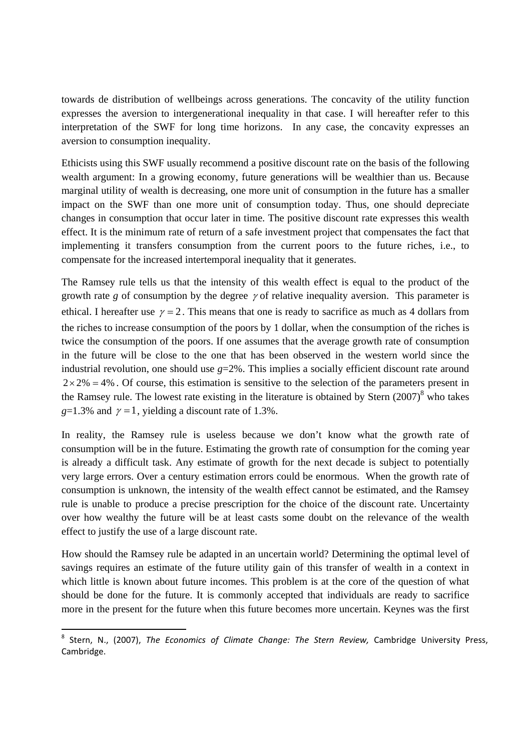towards de distribution of wellbeings across generations. The concavity of the utility function expresses the aversion to intergenerational inequality in that case. I will hereafter refer to this interpretation of the SWF for long time horizons. In any case, the concavity expresses an aversion to consumption inequality.

Ethicists using this SWF usually recommend a positive discount rate on the basis of the following wealth argument: In a growing economy, future generations will be wealthier than us. Because marginal utility of wealth is decreasing, one more unit of consumption in the future has a smaller impact on the SWF than one more unit of consumption today. Thus, one should depreciate changes in consumption that occur later in time. The positive discount rate expresses this wealth effect. It is the minimum rate of return of a safe investment project that compensates the fact that implementing it transfers consumption from the current poors to the future riches, i.e., to compensate for the increased intertemporal inequality that it generates.

The Ramsey rule tells us that the intensity of this wealth effect is equal to the product of the growth rate $g$ of consumption by the degree $\gamma$ of relative inequality aversion. This parameter is ethical. I hereafter use $\gamma = 2$. This means that one is ready to sacrifice as much as 4 dollars from the riches to increase consumption of the poors by 1 dollar, when the consumption of the riches is twice the consumption of the poors. If one assumes that the average growth rate of consumption in the future will be close to the one that has been observed in the western world since the industrial revolution, one should use $g$=2%. This implies a socially efficient discount rate around $2 \times 2\% = 4\%$. Of course, this estimation is sensitive to the selection of the parameters present in the Ramsey rule. The lowest rate existing in the literature is obtained by Stern (2007)[8] who takes $g$=1.3% and $\gamma = 1$, yielding a discount rate of 1.3%.

In reality, the Ramsey rule is useless because we don't know what the growth rate of consumption will be in the future. Estimating the growth rate of consumption for the coming year is already a difficult task. Any estimate of growth for the next decade is subject to potentially very large errors. Over a century estimation errors could be enormous. When the growth rate of consumption is unknown, the intensity of the wealth effect cannot be estimated, and the Ramsey rule is unable to produce a precise prescription for the choice of the discount rate. Uncertainty over how wealthy the future will be at least casts some doubt on the relevance of the wealth effect to justify the use of a large discount rate.

How should the Ramsey rule be adapted in an uncertain world? Determining the optimal level of savings requires an estimate of the future utility gain of this transfer of wealth in a context in which little is known about future incomes. This problem is at the core of the question of what should be done for the future. It is commonly accepted that individuals are ready to sacrifice more in the present for the future when this future becomes more uncertain. Keynes was the first

[8] Stern, N., (2007), *The Economics of Climate Change: The Stern Review,* Cambridge University Press, Cambridge.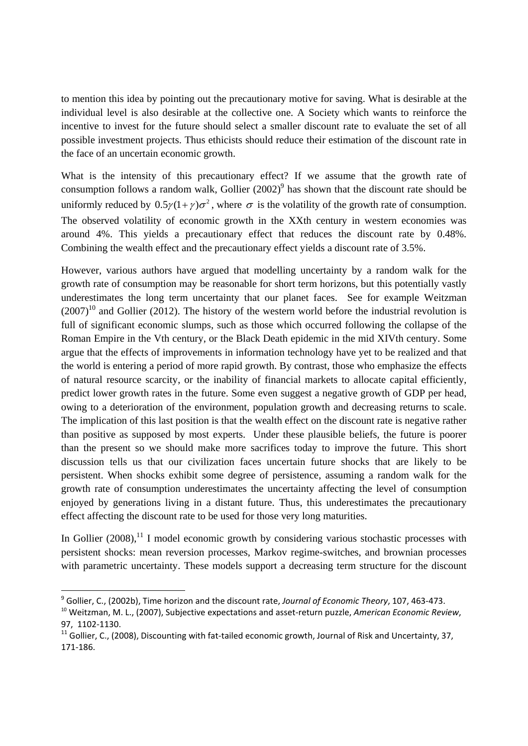to mention this idea by pointing out the precautionary motive for saving. What is desirable at the individual level is also desirable at the collective one. A Society which wants to reinforce the incentive to invest for the future should select a smaller discount rate to evaluate the set of all possible investment projects. Thus ethicists should reduce their estimation of the discount rate in the face of an uncertain economic growth.

What is the intensity of this precautionary effect? If we assume that the growth rate of consumption follows a random walk, Gollier (2002)[9] has shown that the discount rate should be uniformly reduced by $0.5\gamma(1+\gamma)\sigma^2$, where $\sigma$ is the volatility of the growth rate of consumption. The observed volatility of economic growth in the XXth century in western economies was around 4%. This yields a precautionary effect that reduces the discount rate by 0.48%. Combining the wealth effect and the precautionary effect yields a discount rate of 3.5%.

However, various authors have argued that modelling uncertainty by a random walk for the growth rate of consumption may be reasonable for short term horizons, but this potentially vastly underestimates the long term uncertainty that our planet faces. See for example Weitzman (2007)[10] and Gollier (2012). The history of the western world before the industrial revolution is full of significant economic slumps, such as those which occurred following the collapse of the Roman Empire in the Vth century, or the Black Death epidemic in the mid XIVth century. Some argue that the effects of improvements in information technology have yet to be realized and that the world is entering a period of more rapid growth. By contrast, those who emphasize the effects of natural resource scarcity, or the inability of financial markets to allocate capital efficiently, predict lower growth rates in the future. Some even suggest a negative growth of GDP per head, owing to a deterioration of the environment, population growth and decreasing returns to scale. The implication of this last position is that the wealth effect on the discount rate is negative rather than positive as supposed by most experts. Under these plausible beliefs, the future is poorer than the present so we should make more sacrifices today to improve the future. This short discussion tells us that our civilization faces uncertain future shocks that are likely to be persistent. When shocks exhibit some degree of persistence, assuming a random walk for the growth rate of consumption underestimates the uncertainty affecting the level of consumption enjoyed by generations living in a distant future. Thus, this underestimates the precautionary effect affecting the discount rate to be used for those very long maturities.

In Gollier (2008),[11] I model economic growth by considering various stochastic processes with persistent shocks: mean reversion processes, Markov regime-switches, and brownian processes with parametric uncertainty. These models support a decreasing term structure for the discount

---

[9] Gollier, C., (2002b), Time horizon and the discount rate, *Journal of Economic Theory*, 107, 463-473.

[10] Weitzman, M. L., (2007), Subjective expectations and asset-return puzzle, *American Economic Review*, 97, 1102-1130.

[11] Gollier, C., (2008), Discounting with fat-tailed economic growth, Journal of Risk and Uncertainty, 37, 171-186.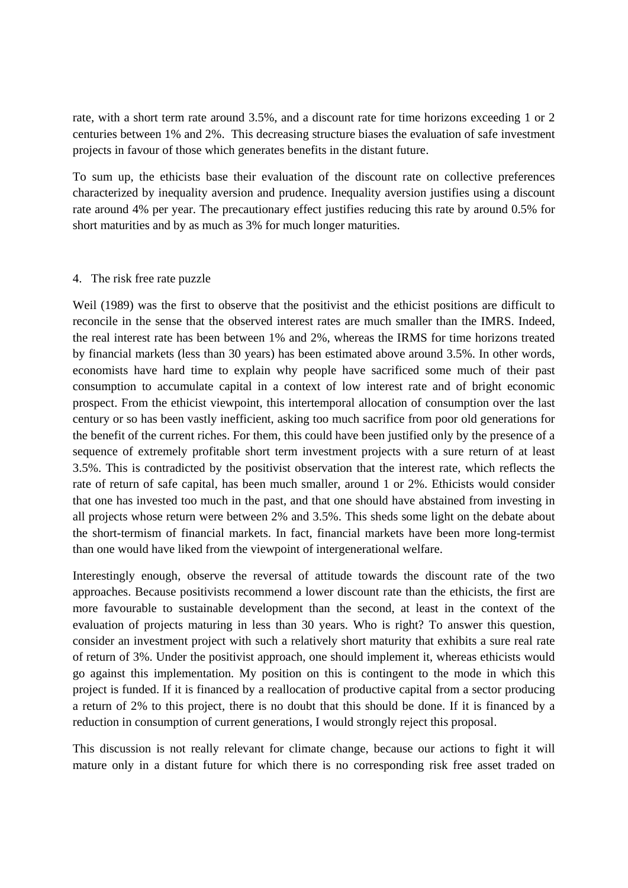rate, with a short term rate around 3.5%, and a discount rate for time horizons exceeding 1 or 2 centuries between 1% and 2%. This decreasing structure biases the evaluation of safe investment projects in favour of those which generates benefits in the distant future.

To sum up, the ethicists base their evaluation of the discount rate on collective preferences characterized by inequality aversion and prudence. Inequality aversion justifies using a discount rate around 4% per year. The precautionary effect justifies reducing this rate by around 0.5% for short maturities and by as much as 3% for much longer maturities.

## 4. The risk free rate puzzle

Weil (1989) was the first to observe that the positivist and the ethicist positions are difficult to reconcile in the sense that the observed interest rates are much smaller than the IMRS. Indeed, the real interest rate has been between 1% and 2%, whereas the IRMS for time horizons treated by financial markets (less than 30 years) has been estimated above around 3.5%. In other words, economists have hard time to explain why people have sacrificed some much of their past consumption to accumulate capital in a context of low interest rate and of bright economic prospect. From the ethicist viewpoint, this intertemporal allocation of consumption over the last century or so has been vastly inefficient, asking too much sacrifice from poor old generations for the benefit of the current riches. For them, this could have been justified only by the presence of a sequence of extremely profitable short term investment projects with a sure return of at least 3.5%. This is contradicted by the positivist observation that the interest rate, which reflects the rate of return of safe capital, has been much smaller, around 1 or 2%. Ethicists would consider that one has invested too much in the past, and that one should have abstained from investing in all projects whose return were between 2% and 3.5%. This sheds some light on the debate about the short-termism of financial markets. In fact, financial markets have been more long-termist than one would have liked from the viewpoint of intergenerational welfare.

Interestingly enough, observe the reversal of attitude towards the discount rate of the two approaches. Because positivists recommend a lower discount rate than the ethicists, the first are more favourable to sustainable development than the second, at least in the context of the evaluation of projects maturing in less than 30 years. Who is right? To answer this question, consider an investment project with such a relatively short maturity that exhibits a sure real rate of return of 3%. Under the positivist approach, one should implement it, whereas ethicists would go against this implementation. My position on this is contingent to the mode in which this project is funded. If it is financed by a reallocation of productive capital from a sector producing a return of 2% to this project, there is no doubt that this should be done. If it is financed by a reduction in consumption of current generations, I would strongly reject this proposal.

This discussion is not really relevant for climate change, because our actions to fight it will mature only in a distant future for which there is no corresponding risk free asset traded on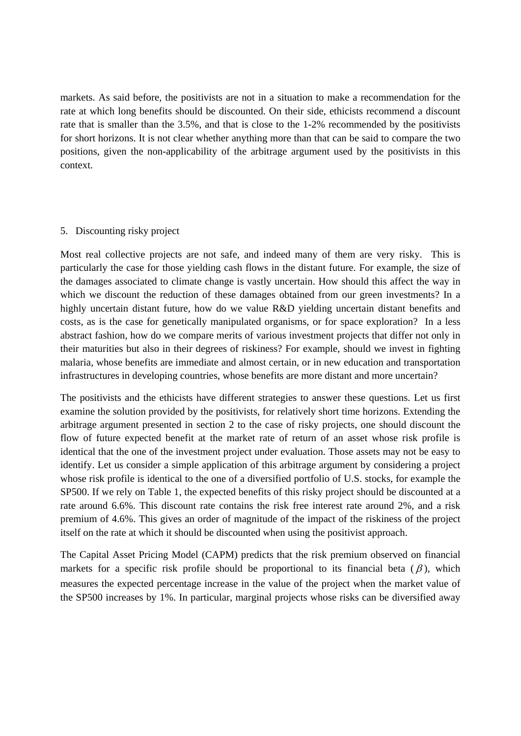markets. As said before, the positivists are not in a situation to make a recommendation for the rate at which long benefits should be discounted. On their side, ethicists recommend a discount rate that is smaller than the 3.5%, and that is close to the 1-2% recommended by the positivists for short horizons. It is not clear whether anything more than that can be said to compare the two positions, given the non-applicability of the arbitrage argument used by the positivists in this context.

## 5. Discounting risky project

Most real collective projects are not safe, and indeed many of them are very risky. This is particularly the case for those yielding cash flows in the distant future. For example, the size of the damages associated to climate change is vastly uncertain. How should this affect the way in which we discount the reduction of these damages obtained from our green investments? In a highly uncertain distant future, how do we value R&D yielding uncertain distant benefits and costs, as is the case for genetically manipulated organisms, or for space exploration? In a less abstract fashion, how do we compare merits of various investment projects that differ not only in their maturities but also in their degrees of riskiness? For example, should we invest in fighting malaria, whose benefits are immediate and almost certain, or in new education and transportation infrastructures in developing countries, whose benefits are more distant and more uncertain?

The positivists and the ethicists have different strategies to answer these questions. Let us first examine the solution provided by the positivists, for relatively short time horizons. Extending the arbitrage argument presented in section 2 to the case of risky projects, one should discount the flow of future expected benefit at the market rate of return of an asset whose risk profile is identical that the one of the investment project under evaluation. Those assets may not be easy to identify. Let us consider a simple application of this arbitrage argument by considering a project whose risk profile is identical to the one of a diversified portfolio of U.S. stocks, for example the SP500. If we rely on Table 1, the expected benefits of this risky project should be discounted at a rate around 6.6%. This discount rate contains the risk free interest rate around 2%, and a risk premium of 4.6%. This gives an order of magnitude of the impact of the riskiness of the project itself on the rate at which it should be discounted when using the positivist approach.

The Capital Asset Pricing Model (CAPM) predicts that the risk premium observed on financial markets for a specific risk profile should be proportional to its financial beta ($\beta$), which measures the expected percentage increase in the value of the project when the market value of the SP500 increases by 1%. In particular, marginal projects whose risks can be diversified away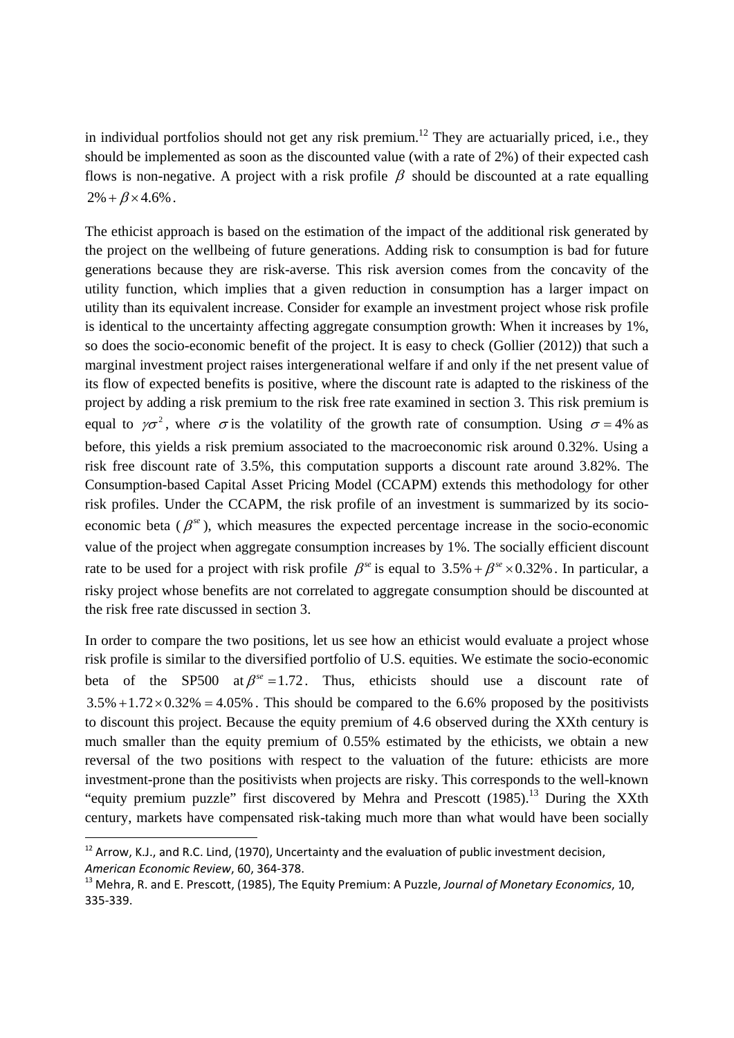in individual portfolios should not get any risk premium.[12] They are actuarially priced, i.e., they should be implemented as soon as the discounted value (with a rate of 2%) of their expected cash flows is non-negative. A project with a risk profile $\beta$ should be discounted at a rate equalling $2\% + \beta \times 4.6\%$.

The ethicist approach is based on the estimation of the impact of the additional risk generated by the project on the wellbeing of future generations. Adding risk to consumption is bad for future generations because they are risk-averse. This risk aversion comes from the concavity of the utility function, which implies that a given reduction in consumption has a larger impact on utility than its equivalent increase. Consider for example an investment project whose risk profile is identical to the uncertainty affecting aggregate consumption growth: When it increases by 1%, so does the socio-economic benefit of the project. It is easy to check (Gollier (2012)) that such a marginal investment project raises intergenerational welfare if and only if the net present value of its flow of expected benefits is positive, where the discount rate is adapted to the riskiness of the project by adding a risk premium to the risk free rate examined in section 3. This risk premium is equal to $\gamma\sigma^2$, where $\sigma$ is the volatility of the growth rate of consumption. Using $\sigma = 4\%$ as before, this yields a risk premium associated to the macroeconomic risk around 0.32%. Using a risk free discount rate of 3.5%, this computation supports a discount rate around 3.82%. The Consumption-based Capital Asset Pricing Model (CCAPM) extends this methodology for other risk profiles. Under the CCAPM, the risk profile of an investment is summarized by its socio-economic beta ($\beta^{se}$), which measures the expected percentage increase in the socio-economic value of the project when aggregate consumption increases by 1%. The socially efficient discount rate to be used for a project with risk profile $\beta^{se}$ is equal to $3.5\% + \beta^{se} \times 0.32\%$. In particular, a risky project whose benefits are not correlated to aggregate consumption should be discounted at the risk free rate discussed in section 3.

In order to compare the two positions, let us see how an ethicist would evaluate a project whose risk profile is similar to the diversified portfolio of U.S. equities. We estimate the socio-economic beta of the SP500 at $\beta^{se} = 1.72$. Thus, ethicists should use a discount rate of $3.5\% + 1.72 \times 0.32\% = 4.05\%$. This should be compared to the 6.6% proposed by the positivists to discount this project. Because the equity premium of 4.6 observed during the XXth century is much smaller than the equity premium of 0.55% estimated by the ethicists, we obtain a new reversal of the two positions with respect to the valuation of the future: ethicists are more investment-prone than the positivists when projects are risky. This corresponds to the well-known "equity premium puzzle" first discovered by Mehra and Prescott (1985).[13] During the XXth century, markets have compensated risk-taking much more than what would have been socially

---

[12] Arrow, K.J., and R.C. Lind, (1970), Uncertainty and the evaluation of public investment decision, *American Economic Review*, 60, 364-378.

[13] Mehra, R. and E. Prescott, (1985), The Equity Premium: A Puzzle, *Journal of Monetary Economics*, 10, 335-339.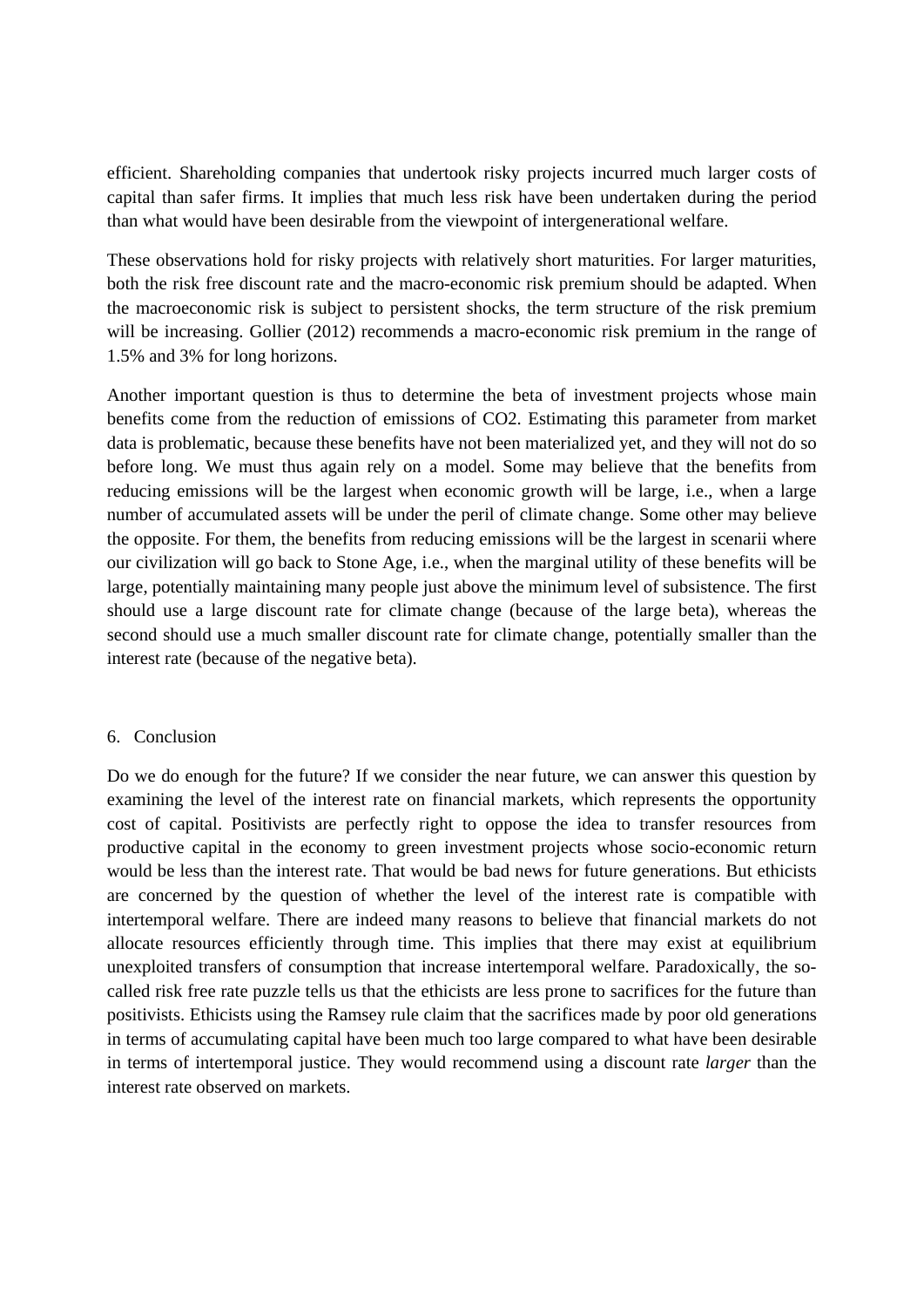efficient. Shareholding companies that undertook risky projects incurred much larger costs of capital than safer firms. It implies that much less risk have been undertaken during the period than what would have been desirable from the viewpoint of intergenerational welfare.

These observations hold for risky projects with relatively short maturities. For larger maturities, both the risk free discount rate and the macro-economic risk premium should be adapted. When the macroeconomic risk is subject to persistent shocks, the term structure of the risk premium will be increasing. Gollier (2012) recommends a macro-economic risk premium in the range of 1.5% and 3% for long horizons.

Another important question is thus to determine the beta of investment projects whose main benefits come from the reduction of emissions of CO2. Estimating this parameter from market data is problematic, because these benefits have not been materialized yet, and they will not do so before long. We must thus again rely on a model. Some may believe that the benefits from reducing emissions will be the largest when economic growth will be large, i.e., when a large number of accumulated assets will be under the peril of climate change. Some other may believe the opposite. For them, the benefits from reducing emissions will be the largest in scenarii where our civilization will go back to Stone Age, i.e., when the marginal utility of these benefits will be large, potentially maintaining many people just above the minimum level of subsistence. The first should use a large discount rate for climate change (because of the large beta), whereas the second should use a much smaller discount rate for climate change, potentially smaller than the interest rate (because of the negative beta).

## 6. Conclusion

Do we do enough for the future? If we consider the near future, we can answer this question by examining the level of the interest rate on financial markets, which represents the opportunity cost of capital. Positivists are perfectly right to oppose the idea to transfer resources from productive capital in the economy to green investment projects whose socio-economic return would be less than the interest rate. That would be bad news for future generations. But ethicists are concerned by the question of whether the level of the interest rate is compatible with intertemporal welfare. There are indeed many reasons to believe that financial markets do not allocate resources efficiently through time. This implies that there may exist at equilibrium unexploited transfers of consumption that increase intertemporal welfare. Paradoxically, the so-called risk free rate puzzle tells us that the ethicists are less prone to sacrifices for the future than positivists. Ethicists using the Ramsey rule claim that the sacrifices made by poor old generations in terms of accumulating capital have been much too large compared to what have been desirable in terms of intertemporal justice. They would recommend using a discount rate *larger* than the interest rate observed on markets.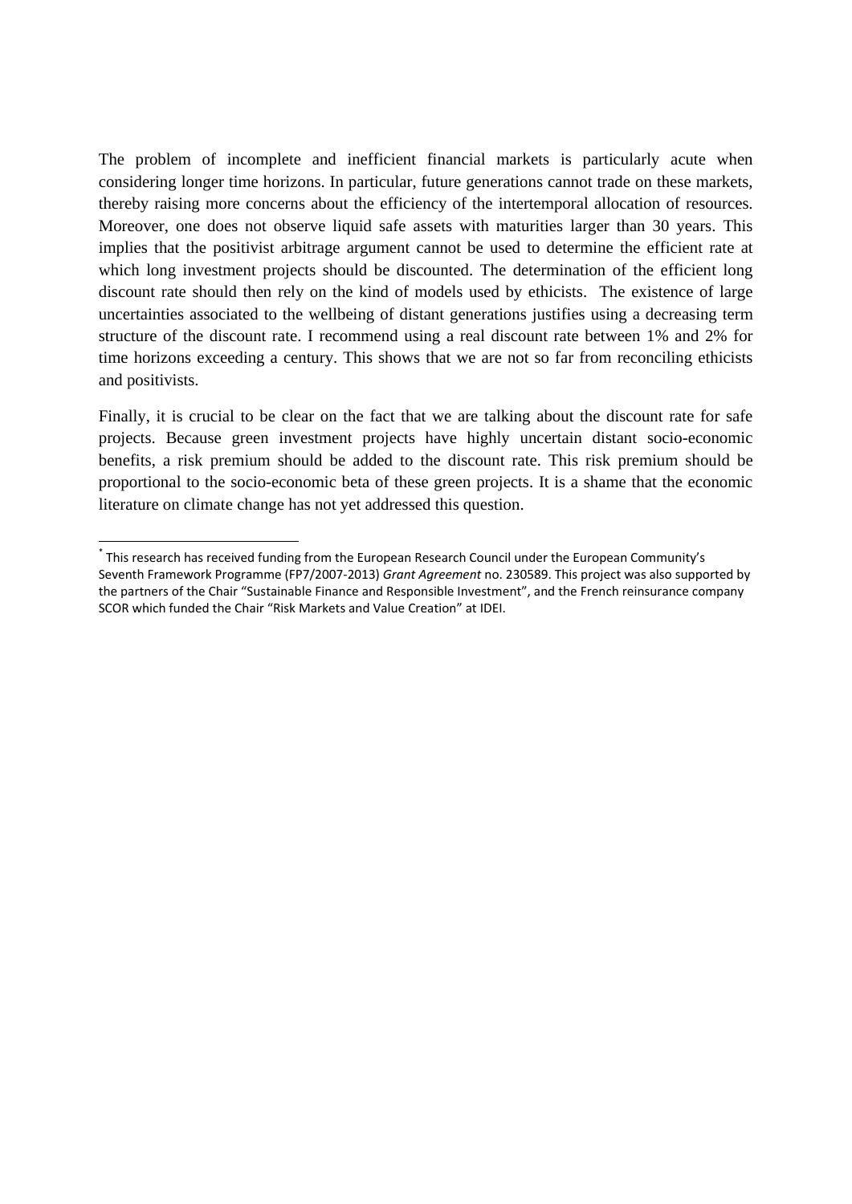The problem of incomplete and inefficient financial markets is particularly acute when considering longer time horizons. In particular, future generations cannot trade on these markets, thereby raising more concerns about the efficiency of the intertemporal allocation of resources. Moreover, one does not observe liquid safe assets with maturities larger than 30 years. This implies that the positivist arbitrage argument cannot be used to determine the efficient rate at which long investment projects should be discounted. The determination of the efficient long discount rate should then rely on the kind of models used by ethicists. The existence of large uncertainties associated to the wellbeing of distant generations justifies using a decreasing term structure of the discount rate. I recommend using a real discount rate between 1% and 2% for time horizons exceeding a century. This shows that we are not so far from reconciling ethicists and positivists.

Finally, it is crucial to be clear on the fact that we are talking about the discount rate for safe projects. Because green investment projects have highly uncertain distant socio-economic benefits, a risk premium should be added to the discount rate. This risk premium should be proportional to the socio-economic beta of these green projects. It is a shame that the economic literature on climate change has not yet addressed this question.

---

[*] This research has received funding from the European Research Council under the European Community's Seventh Framework Programme (FP7/2007-2013) *Grant Agreement* no. 230589. This project was also supported by the partners of the Chair "Sustainable Finance and Responsible Investment", and the French reinsurance company SCOR which funded the Chair "Risk Markets and Value Creation" at IDEI.